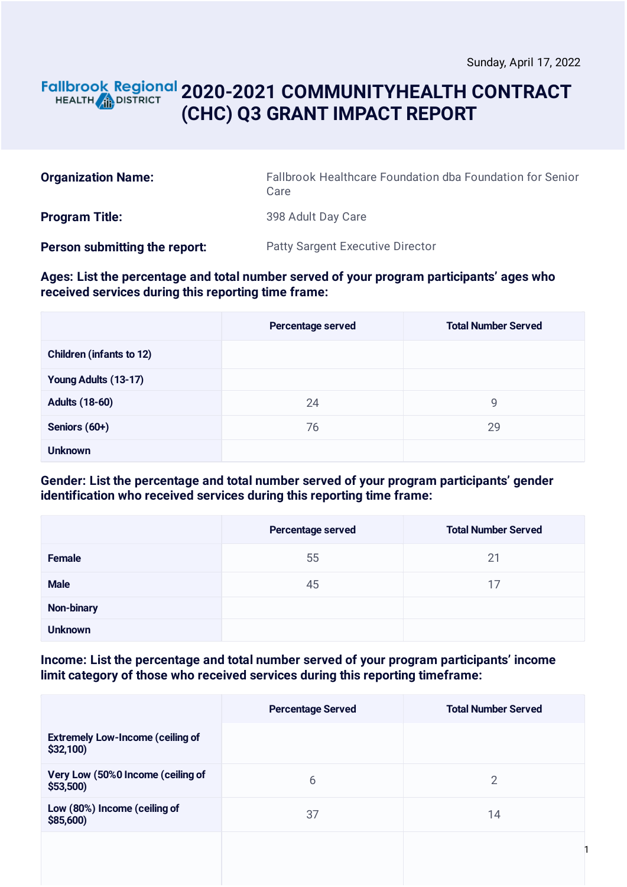Sunday, April 17, 2022

Fallbrook Regional HEALTH DISTRICT

# 2020-2021 COMMUNITYHEALTH CONTRACT (CHC) Q3 GRANT IMPACT REPORT

**Organization Name:** Fallbrook Healthcare Foundation dba Foundation for Senior Care

**Program Title:** 398 Adult Day Care

**Person submitting the report:** Patty Sargent Executive Director

**Ages: List the percentage and total number served of your program participants' ages who received services during this reporting time frame:**

| | Percentage served | Total Number Served |
|---|---|---|
| Children (infants to 12) | | |
| Young Adults (13-17) | | |
| Adults (18-60) | 24 | 9 |
| Seniors (60+) | 76 | 29 |
| Unknown | | |

**Gender: List the percentage and total number served of your program participants' gender identification who received services during this reporting time frame:**

| | Percentage served | Total Number Served |
|---|---|---|
| Female | 55 | 21 |
| Male | 45 | 17 |
| Non-binary | | |
| Unknown | | |

**Income: List the percentage and total number served of your program participants' income limit category of those who received services during this reporting timeframe:**

| | Percentage Served | Total Number Served |
|---|---|---|
| Extremely Low-Income (ceiling of $32,100) | | |
| Very Low (50%0 Income (ceiling of $53,500) | 6 | 2 |
| Low (80%) Income (ceiling of $85,600) | 37 | 14 |
| | | |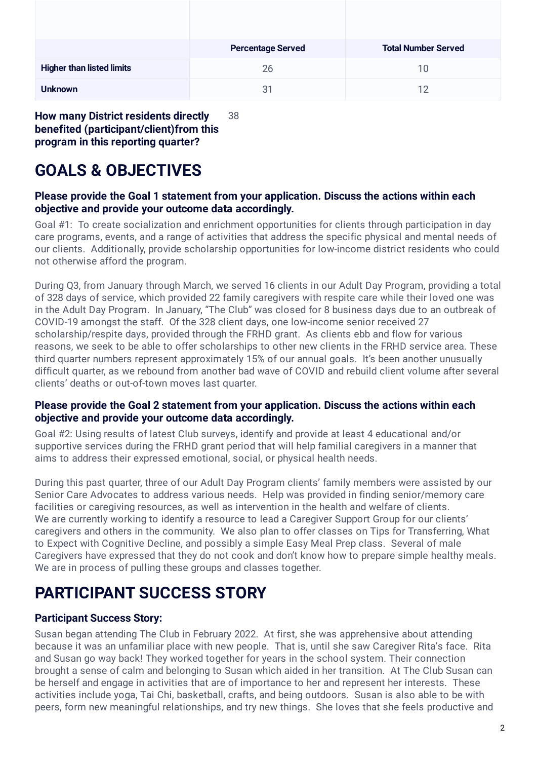| | Percentage Served | Total Number Served |
|---|---|---|
| **Higher than listed limits** | 26 | 10 |
| **Unknown** | 31 | 12 |

**How many District residents directly benefited (participant/client)from this program in this reporting quarter?** 38

# GOALS & OBJECTIVES

### Please provide the Goal 1 statement from your application. Discuss the actions within each objective and provide your outcome data accordingly.

Goal #1: To create socialization and enrichment opportunities for clients through participation in day care programs, events, and a range of activities that address the specific physical and mental needs of our clients. Additionally, provide scholarship opportunities for low-income district residents who could not otherwise afford the program.

During Q3, from January through March, we served 16 clients in our Adult Day Program, providing a total of 328 days of service, which provided 22 family caregivers with respite care while their loved one was in the Adult Day Program. In January, "The Club" was closed for 8 business days due to an outbreak of COVID-19 amongst the staff. Of the 328 client days, one low-income senior received 27 scholarship/respite days, provided through the FRHD grant. As clients ebb and flow for various reasons, we seek to be able to offer scholarships to other new clients in the FRHD service area. These third quarter numbers represent approximately 15% of our annual goals. It's been another unusually difficult quarter, as we rebound from another bad wave of COVID and rebuild client volume after several clients' deaths or out-of-town moves last quarter.

### Please provide the Goal 2 statement from your application. Discuss the actions within each objective and provide your outcome data accordingly.

Goal #2: Using results of latest Club surveys, identify and provide at least 4 educational and/or supportive services during the FRHD grant period that will help familial caregivers in a manner that aims to address their expressed emotional, social, or physical health needs.

During this past quarter, three of our Adult Day Program clients' family members were assisted by our Senior Care Advocates to address various needs. Help was provided in finding senior/memory care facilities or caregiving resources, as well as intervention in the health and welfare of clients. We are currently working to identify a resource to lead a Caregiver Support Group for our clients' caregivers and others in the community. We also plan to offer classes on Tips for Transferring, What to Expect with Cognitive Decline, and possibly a simple Easy Meal Prep class. Several of male Caregivers have expressed that they do not cook and don't know how to prepare simple healthy meals. We are in process of pulling these groups and classes together.

# PARTICIPANT SUCCESS STORY

### Participant Success Story:

Susan began attending The Club in February 2022. At first, she was apprehensive about attending because it was an unfamiliar place with new people. That is, until she saw Caregiver Rita's face. Rita and Susan go way back! They worked together for years in the school system. Their connection brought a sense of calm and belonging to Susan which aided in her transition. At The Club Susan can be herself and engage in activities that are of importance to her and represent her interests. These activities include yoga, Tai Chi, basketball, crafts, and being outdoors. Susan is also able to be with peers, form new meaningful relationships, and try new things. She loves that she feels productive and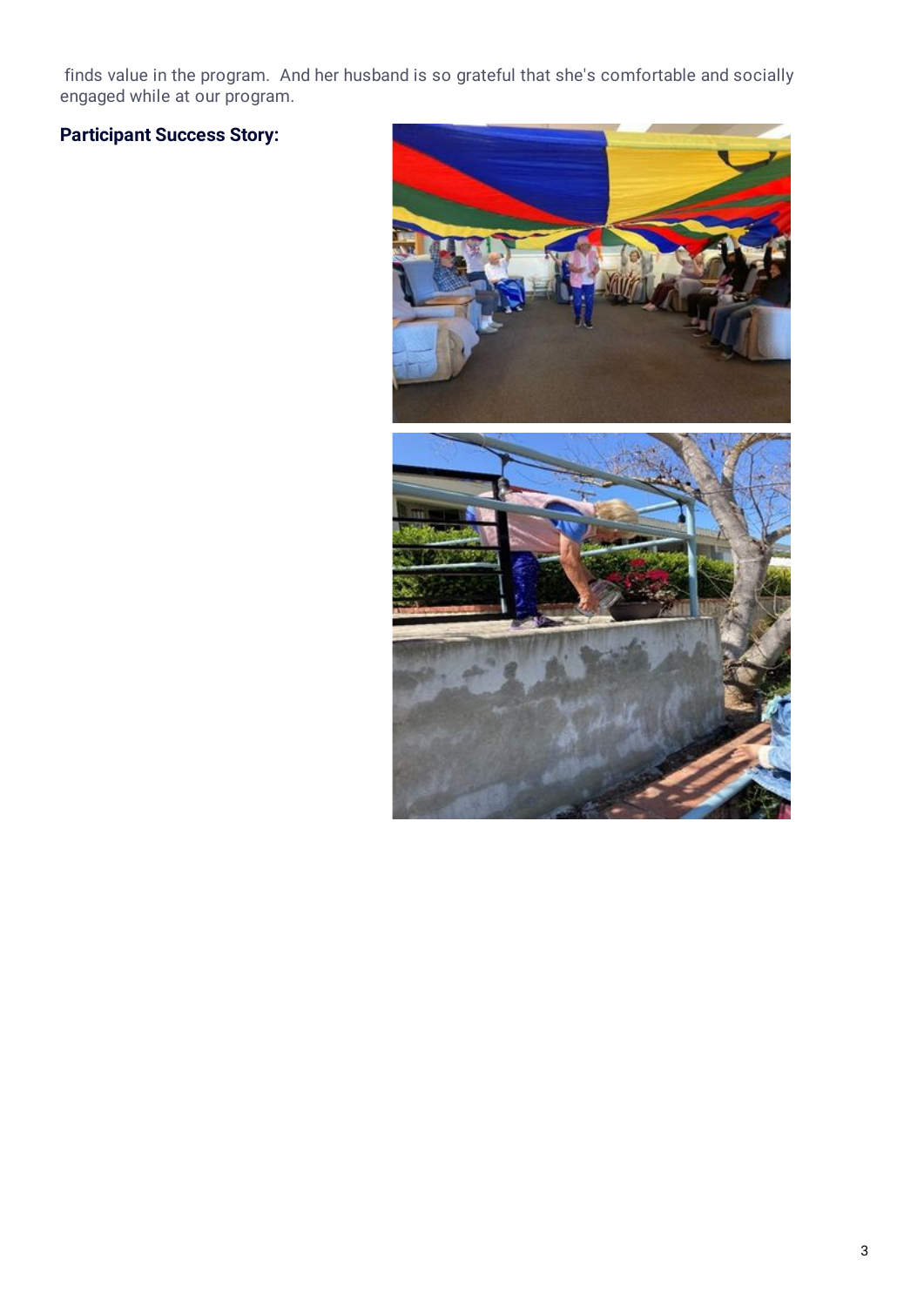finds value in the program. And her husband is so grateful that she's comfortable and socially engaged while at our program.

**Participant Success Story:**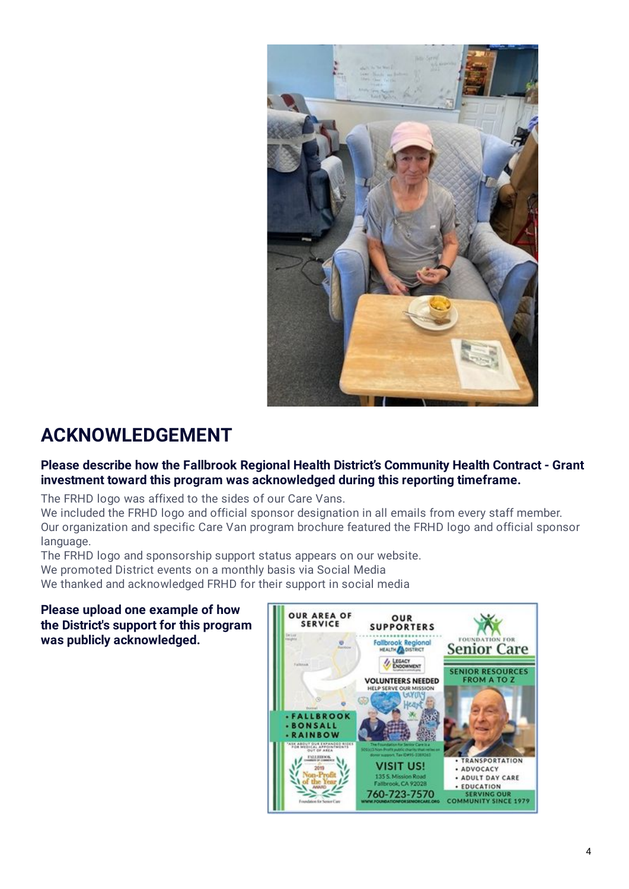## ACKNOWLEDGEMENT

**Please describe how the Fallbrook Regional Health District's Community Health Contract - Grant investment toward this program was acknowledged during this reporting timeframe.**

The FRHD logo was affixed to the sides of our Care Vans.
We included the FRHD logo and official sponsor designation in all emails from every staff member.
Our organization and specific Care Van program brochure featured the FRHD logo and official sponsor language.
The FRHD logo and sponsorship support status appears on our website.
We promoted District events on a monthly basis via Social Media
We thanked and acknowledged FRHD for their support in social media

**Please upload one example of how the District's support for this program was publicly acknowledged.**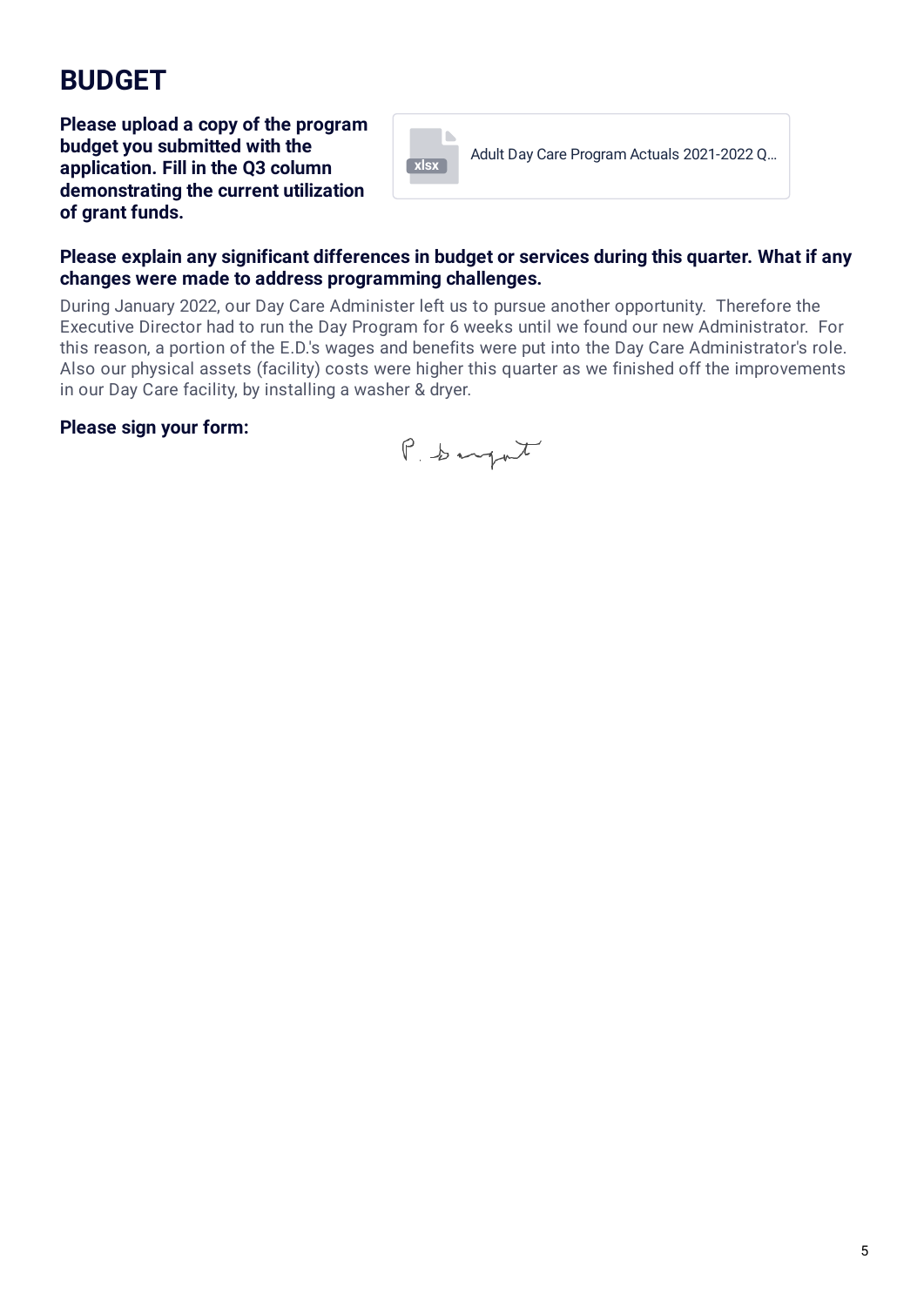# BUDGET

**Please upload a copy of the program budget you submitted with the application. Fill in the Q3 column demonstrating the current utilization of grant funds.**

xlsx Adult Day Care Program Actuals 2021-2022 Q...

**Please explain any significant differences in budget or services during this quarter. What if any changes were made to address programming challenges.**

During January 2022, our Day Care Administer left us to pursue another opportunity. Therefore the Executive Director had to run the Day Program for 6 weeks until we found our new Administrator. For this reason, a portion of the E.D.'s wages and benefits were put into the Day Care Administrator's role. Also our physical assets (facility) costs were higher this quarter as we finished off the improvements in our Day Care facility, by installing a washer & dryer.

**Please sign your form:**

P. Sargent